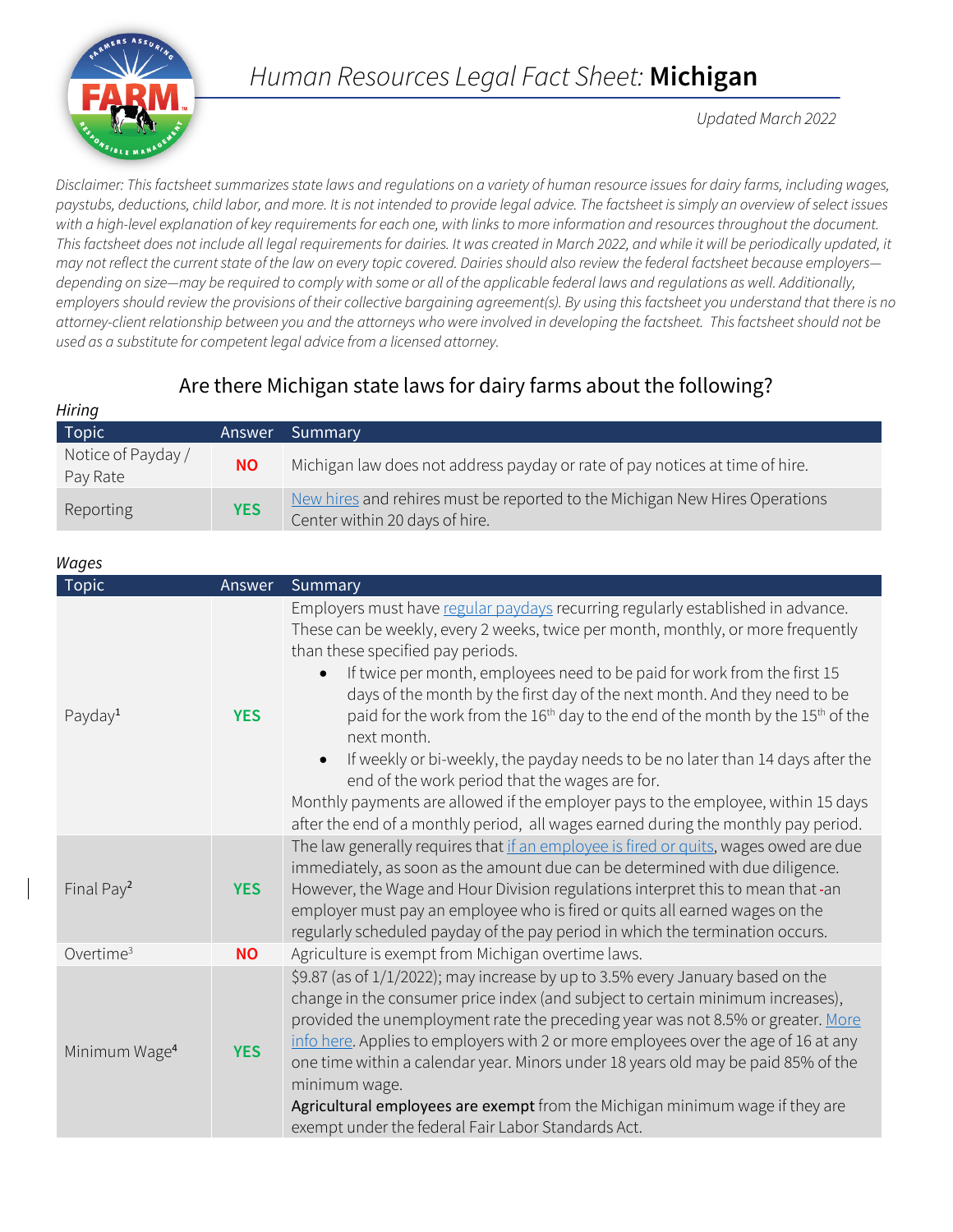# *Human Resources Legal Fact Sheet:* **Michigan**

*Updated March 2022*

*Disclaimer: This factsheet summarizes state laws and regulations on a variety of human resource issues for dairy farms, including wages, paystubs, deductions, child labor, and more. It is not intended to provide legal advice. The factsheet is simply an overview of select issues with a high-level explanation of key requirements for each one, with links to more information and resources throughout the document. This factsheet does not include all legal requirements for dairies. It was created in March 2022, and while it will be periodically updated, it may not reflect the current state of the law on every topic covered. Dairies should also review the federal factsheet because employers—depending on size—may be required to comply with some or all of the applicable federal laws and regulations as well. Additionally, employers should review the provisions of their collective bargaining agreement(s). By using this factsheet you understand that there is no attorney-client relationship between you and the attorneys who were involved in developing the factsheet. This factsheet should not be used as a substitute for competent legal advice from a licensed attorney.*

## Are there Michigan state laws for dairy farms about the following?

*Hiring*

| Topic | Answer | Summary |
|---|---|---|
| Notice of Payday / Pay Rate | **NO** | Michigan law does not address payday or rate of pay notices at time of hire. |
| Reporting | **YES** | New hires and rehires must be reported to the Michigan New Hires Operations Center within 20 days of hire. |

*Wages*

| Topic | Answer | Summary |
|---|---|---|
| Payday[1] | **YES** | Employers must have regular paydays recurring regularly established in advance. These can be weekly, every 2 weeks, twice per month, monthly, or more frequently than these specified pay periods.<br>• If twice per month, employees need to be paid for work from the first 15 days of the month by the first day of the next month. And they need to be paid for the work from the 16th day to the end of the month by the 15th of the next month.<br>• If weekly or bi-weekly, the payday needs to be no later than 14 days after the end of the work period that the wages are for.<br>Monthly payments are allowed if the employer pays to the employee, within 15 days after the end of a monthly period, all wages earned during the monthly pay period. |
| Final Pay[2] | **YES** | The law generally requires that if an employee is fired or quits, wages owed are due immediately, as soon as the amount due can be determined with due diligence. However, the Wage and Hour Division regulations interpret this to mean that an employer must pay an employee who is fired or quits all earned wages on the regularly scheduled payday of the pay period in which the termination occurs. |
| Overtime[3] | **NO** | Agriculture is exempt from Michigan overtime laws. |
| Minimum Wage[4] | **YES** | $9.87 (as of 1/1/2022); may increase by up to 3.5% every January based on the change in the consumer price index (and subject to certain minimum increases), provided the unemployment rate the preceding year was not 8.5% or greater. More info here. Applies to employers with 2 or more employees over the age of 16 at any one time within a calendar year. Minors under 18 years old may be paid 85% of the minimum wage.<br>**Agricultural employees are exempt** from the Michigan minimum wage if they are exempt under the federal Fair Labor Standards Act. |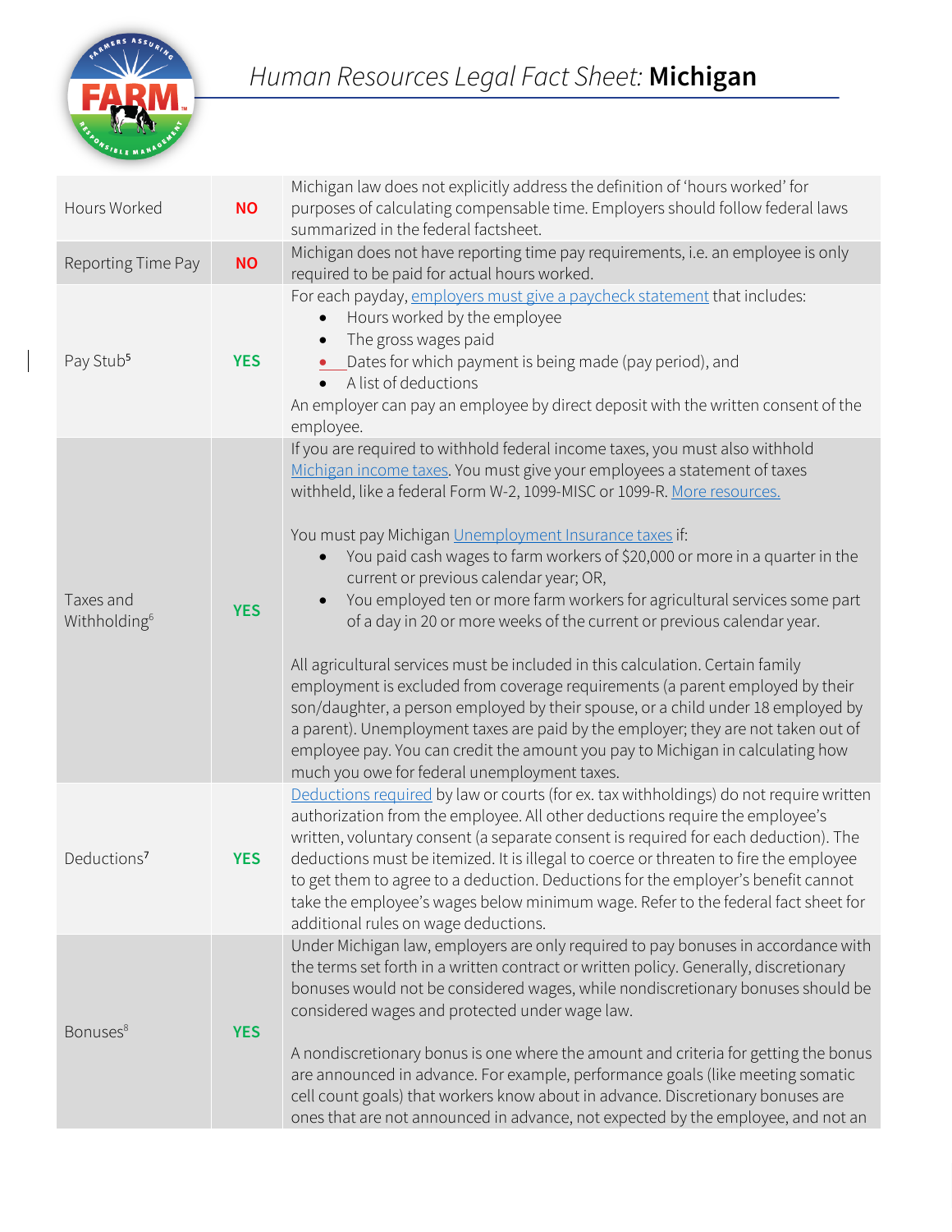# *Human Resources Legal Fact Sheet:* **Michigan**

| | | |
|---|---|---|
| Hours Worked | **NO** | Michigan law does not explicitly address the definition of 'hours worked' for purposes of calculating compensable time. Employers should follow federal laws summarized in the federal factsheet. |
| Reporting Time Pay | **NO** | Michigan does not have reporting time pay requirements, i.e. an employee is only required to be paid for actual hours worked. |
| Pay Stub[5] | **YES** | For each payday, employers must give a paycheck statement that includes: <br>• Hours worked by the employee <br>• The gross wages paid <br>• Dates for which payment is being made (pay period), and <br>• A list of deductions <br>An employer can pay an employee by direct deposit with the written consent of the employee. |
| Taxes and Withholding[6] | **YES** | If you are required to withhold federal income taxes, you must also withhold Michigan income taxes. You must give your employees a statement of taxes withheld, like a federal Form W-2, 1099-MISC or 1099-R. More resources. <br><br>You must pay Michigan Unemployment Insurance taxes if: <br>• You paid cash wages to farm workers of $20,000 or more in a quarter in the current or previous calendar year; OR, <br>• You employed ten or more farm workers for agricultural services some part of a day in 20 or more weeks of the current or previous calendar year. <br><br>All agricultural services must be included in this calculation. Certain family employment is excluded from coverage requirements (a parent employed by their son/daughter, a person employed by their spouse, or a child under 18 employed by a parent). Unemployment taxes are paid by the employer; they are not taken out of employee pay. You can credit the amount you pay to Michigan in calculating how much you owe for federal unemployment taxes. |
| Deductions[7] | **YES** | Deductions required by law or courts (for ex. tax withholdings) do not require written authorization from the employee. All other deductions require the employee's written, voluntary consent (a separate consent is required for each deduction). The deductions must be itemized. It is illegal to coerce or threaten to fire the employee to get them to agree to a deduction. Deductions for the employer's benefit cannot take the employee's wages below minimum wage. Refer to the federal fact sheet for additional rules on wage deductions. |
| Bonuses[8] | **YES** | Under Michigan law, employers are only required to pay bonuses in accordance with the terms set forth in a written contract or written policy. Generally, discretionary bonuses would not be considered wages, while nondiscretionary bonuses should be considered wages and protected under wage law. <br><br>A nondiscretionary bonus is one where the amount and criteria for getting the bonus are announced in advance. For example, performance goals (like meeting somatic cell count goals) that workers know about in advance. Discretionary bonuses are ones that are not announced in advance, not expected by the employee, and not an |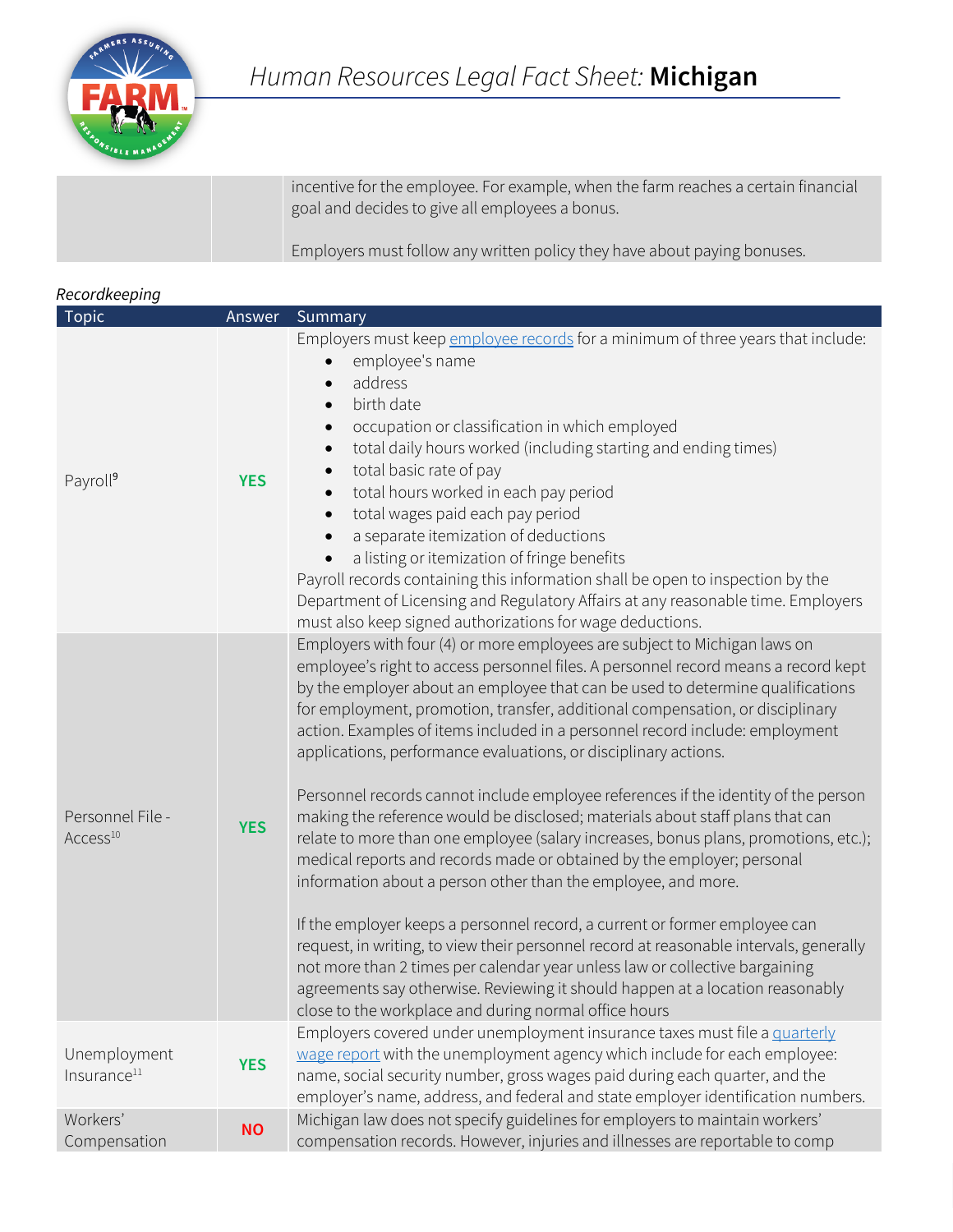| | | incentive for the employee. For example, when the farm reaches a certain financial goal and decides to give all employees a bonus.<br><br>Employers must follow any written policy they have about paying bonuses. |
|---|---|---|

*Recordkeeping*

| Topic | Answer | Summary |
|---|---|---|
| Payroll[9] | **YES** | Employers must keep employee records for a minimum of three years that include:<br>• employee's name<br>• address<br>• birth date<br>• occupation or classification in which employed<br>• total daily hours worked (including starting and ending times)<br>• total basic rate of pay<br>• total hours worked in each pay period<br>• total wages paid each pay period<br>• a separate itemization of deductions<br>• a listing or itemization of fringe benefits<br>Payroll records containing this information shall be open to inspection by the Department of Licensing and Regulatory Affairs at any reasonable time. Employers must also keep signed authorizations for wage deductions. |
| Personnel File - Access[10] | **YES** | Employers with four (4) or more employees are subject to Michigan laws on employee's right to access personnel files. A personnel record means a record kept by the employer about an employee that can be used to determine qualifications for employment, promotion, transfer, additional compensation, or disciplinary action. Examples of items included in a personnel record include: employment applications, performance evaluations, or disciplinary actions.<br><br>Personnel records cannot include employee references if the identity of the person making the reference would be disclosed; materials about staff plans that can relate to more than one employee (salary increases, bonus plans, promotions, etc.); medical reports and records made or obtained by the employer; personal information about a person other than the employee, and more.<br><br>If the employer keeps a personnel record, a current or former employee can request, in writing, to view their personnel record at reasonable intervals, generally not more than 2 times per calendar year unless law or collective bargaining agreements say otherwise. Reviewing it should happen at a location reasonably close to the workplace and during normal office hours |
| Unemployment Insurance[11] | **YES** | Employers covered under unemployment insurance taxes must file a quarterly wage report with the unemployment agency which include for each employee: name, social security number, gross wages paid during each quarter, and the employer's name, address, and federal and state employer identification numbers. |
| Workers' Compensation | **NO** | Michigan law does not specify guidelines for employers to maintain workers' compensation records. However, injuries and illnesses are reportable to comp |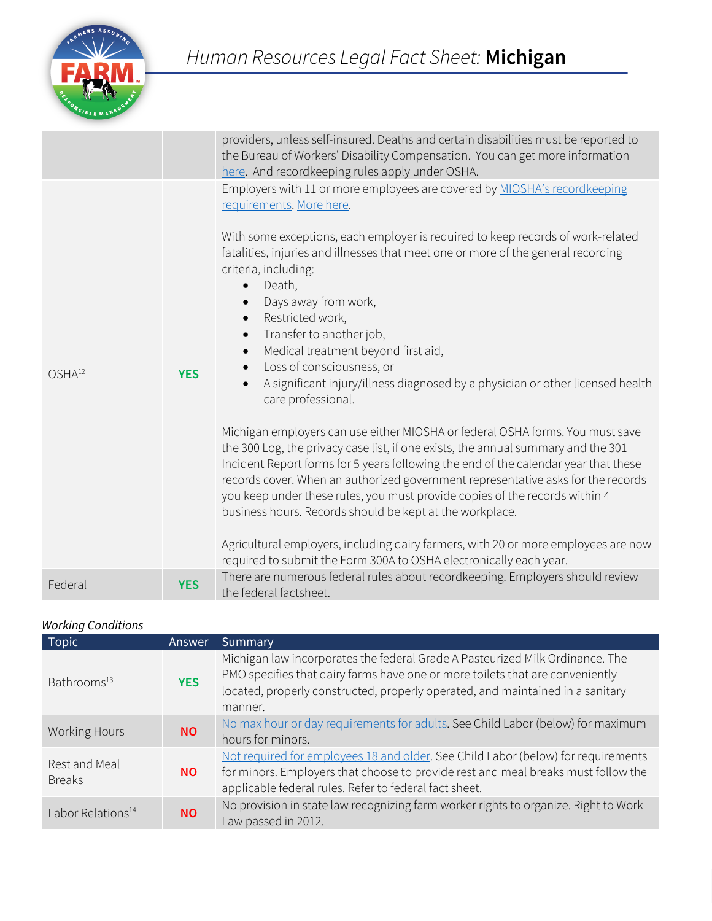| | | |
|---|---|---|
| | | providers, unless self-insured. Deaths and certain disabilities must be reported to the Bureau of Workers' Disability Compensation. You can get more information here. And recordkeeping rules apply under OSHA. |
| OSHA[12] | **YES** | Employers with 11 or more employees are covered by MIOSHA's recordkeeping requirements. More here.<br><br>With some exceptions, each employer is required to keep records of work-related fatalities, injuries and illnesses that meet one or more of the general recording criteria, including:<br>• Death,<br>• Days away from work,<br>• Restricted work,<br>• Transfer to another job,<br>• Medical treatment beyond first aid,<br>• Loss of consciousness, or<br>• A significant injury/illness diagnosed by a physician or other licensed health care professional.<br><br>Michigan employers can use either MIOSHA or federal OSHA forms. You must save the 300 Log, the privacy case list, if one exists, the annual summary and the 301 Incident Report forms for 5 years following the end of the calendar year that these records cover. When an authorized government representative asks for the records you keep under these rules, you must provide copies of the records within 4 business hours. Records should be kept at the workplace.<br><br>Agricultural employers, including dairy farmers, with 20 or more employees are now required to submit the Form 300A to OSHA electronically each year. |
| Federal | **YES** | There are numerous federal rules about recordkeeping. Employers should review the federal factsheet. |

*Working Conditions*

| Topic | Answer | Summary |
|---|---|---|
| Bathrooms[13] | **YES** | Michigan law incorporates the federal Grade A Pasteurized Milk Ordinance. The PMO specifies that dairy farms have one or more toilets that are conveniently located, properly constructed, properly operated, and maintained in a sanitary manner. |
| Working Hours | **NO** | No max hour or day requirements for adults. See Child Labor (below) for maximum hours for minors. |
| Rest and Meal Breaks | **NO** | Not required for employees 18 and older. See Child Labor (below) for requirements for minors. Employers that choose to provide rest and meal breaks must follow the applicable federal rules. Refer to federal fact sheet. |
| Labor Relations[14] | **NO** | No provision in state law recognizing farm worker rights to organize. Right to Work Law passed in 2012. |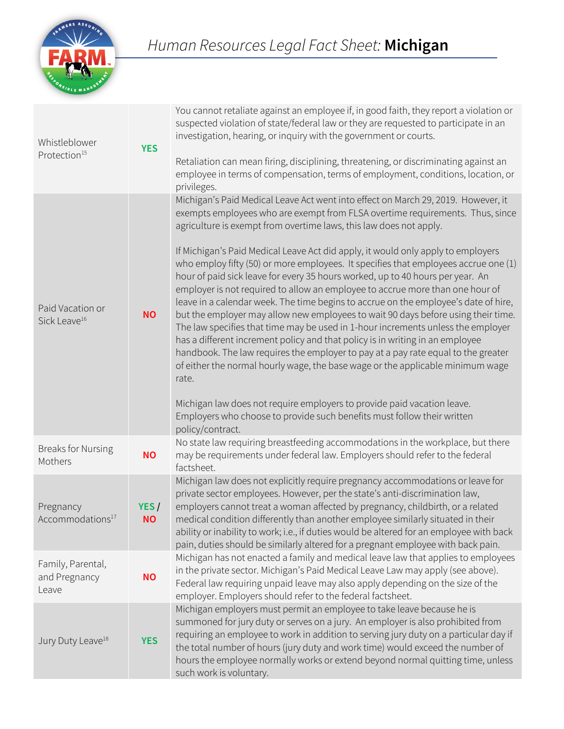# Human Resources Legal Fact Sheet: Michigan

| | | |
|---|---|---|
| Whistleblower Protection[15] | **YES** | You cannot retaliate against an employee if, in good faith, they report a violation or suspected violation of state/federal law or they are requested to participate in an investigation, hearing, or inquiry with the government or courts.<br><br>Retaliation can mean firing, disciplining, threatening, or discriminating against an employee in terms of compensation, terms of employment, conditions, location, or privileges. |
| Paid Vacation or Sick Leave[16] | **NO** | Michigan's Paid Medical Leave Act went into effect on March 29, 2019. However, it exempts employees who are exempt from FLSA overtime requirements. Thus, since agriculture is exempt from overtime laws, this law does not apply.<br><br>If Michigan's Paid Medical Leave Act did apply, it would only apply to employers who employ fifty (50) or more employees. It specifies that employees accrue one (1) hour of paid sick leave for every 35 hours worked, up to 40 hours per year. An employer is not required to allow an employee to accrue more than one hour of leave in a calendar week. The time begins to accrue on the employee's date of hire, but the employer may allow new employees to wait 90 days before using their time. The law specifies that time may be used in 1-hour increments unless the employer has a different increment policy and that policy is in writing in an employee handbook. The law requires the employer to pay at a pay rate equal to the greater of either the normal hourly wage, the base wage or the applicable minimum wage rate.<br><br>Michigan law does not require employers to provide paid vacation leave. Employers who choose to provide such benefits must follow their written policy/contract. |
| Breaks for Nursing Mothers | **NO** | No state law requiring breastfeeding accommodations in the workplace, but there may be requirements under federal law. Employers should refer to the federal factsheet. |
| Pregnancy Accommodations[17] | **YES / NO** | Michigan law does not explicitly require pregnancy accommodations or leave for private sector employees. However, per the state's anti-discrimination law, employers cannot treat a woman affected by pregnancy, childbirth, or a related medical condition differently than another employee similarly situated in their ability or inability to work; i.e., if duties would be altered for an employee with back pain, duties should be similarly altered for a pregnant employee with back pain. |
| Family, Parental, and Pregnancy Leave | **NO** | Michigan has not enacted a family and medical leave law that applies to employees in the private sector. Michigan's Paid Medical Leave Law may apply (see above). Federal law requiring unpaid leave may also apply depending on the size of the employer. Employers should refer to the federal factsheet. |
| Jury Duty Leave[18] | **YES** | Michigan employers must permit an employee to take leave because he is summoned for jury duty or serves on a jury. An employer is also prohibited from requiring an employee to work in addition to serving jury duty on a particular day if the total number of hours (jury duty and work time) would exceed the number of hours the employee normally works or extend beyond normal quitting time, unless such work is voluntary. |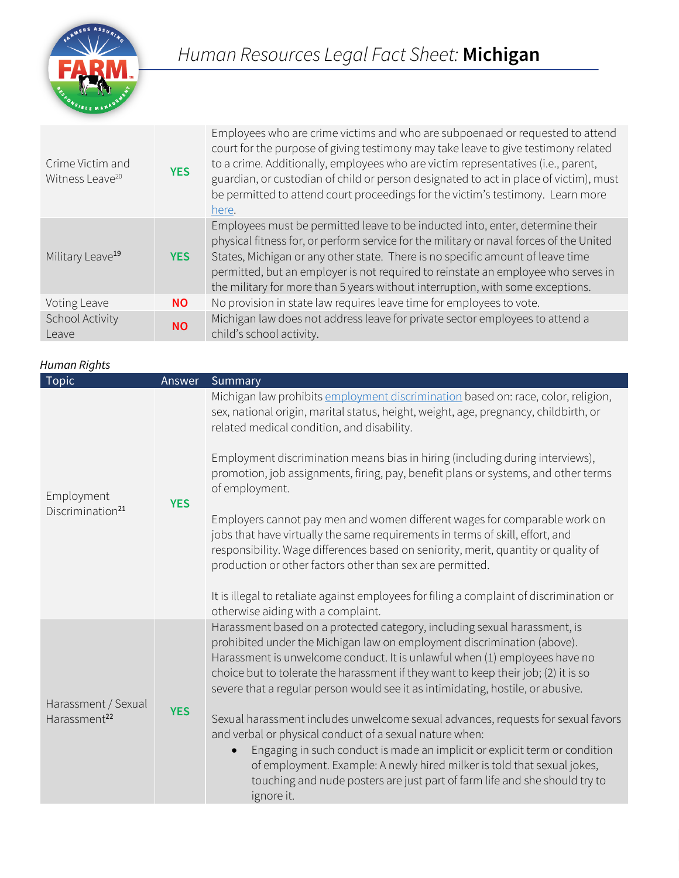# *Human Resources Legal Fact Sheet:* **Michigan**

| | | |
|---|---|---|
| Crime Victim and Witness Leave[20] | **YES** | Employees who are crime victims and who are subpoenaed or requested to attend court for the purpose of giving testimony may take leave to give testimony related to a crime. Additionally, employees who are victim representatives (i.e., parent, guardian, or custodian of child or person designated to act in place of victim), must be permitted to attend court proceedings for the victim's testimony. Learn more here. |
| Military Leave[19] | **YES** | Employees must be permitted leave to be inducted into, enter, determine their physical fitness for, or perform service for the military or naval forces of the United States, Michigan or any other state. There is no specific amount of leave time permitted, but an employer is not required to reinstate an employee who serves in the military for more than 5 years without interruption, with some exceptions. |
| Voting Leave | **NO** | No provision in state law requires leave time for employees to vote. |
| School Activity Leave | **NO** | Michigan law does not address leave for private sector employees to attend a child's school activity. |

*Human Rights*

| Topic | Answer | Summary |
|---|---|---|
| Employment Discrimination[21] | **YES** | Michigan law prohibits employment discrimination based on: race, color, religion, sex, national origin, marital status, height, weight, age, pregnancy, childbirth, or related medical condition, and disability.<br><br>Employment discrimination means bias in hiring (including during interviews), promotion, job assignments, firing, pay, benefit plans or systems, and other terms of employment.<br><br>Employers cannot pay men and women different wages for comparable work on jobs that have virtually the same requirements in terms of skill, effort, and responsibility. Wage differences based on seniority, merit, quantity or quality of production or other factors other than sex are permitted.<br><br>It is illegal to retaliate against employees for filing a complaint of discrimination or otherwise aiding with a complaint. |
| Harassment / Sexual Harassment[22] | **YES** | Harassment based on a protected category, including sexual harassment, is prohibited under the Michigan law on employment discrimination (above). Harassment is unwelcome conduct. It is unlawful when (1) employees have no choice but to tolerate the harassment if they want to keep their job; (2) it is so severe that a regular person would see it as intimidating, hostile, or abusive.<br><br>Sexual harassment includes unwelcome sexual advances, requests for sexual favors and verbal or physical conduct of a sexual nature when:<br>• Engaging in such conduct is made an implicit or explicit term or condition of employment. Example: A newly hired milker is told that sexual jokes, touching and nude posters are just part of farm life and she should try to ignore it. |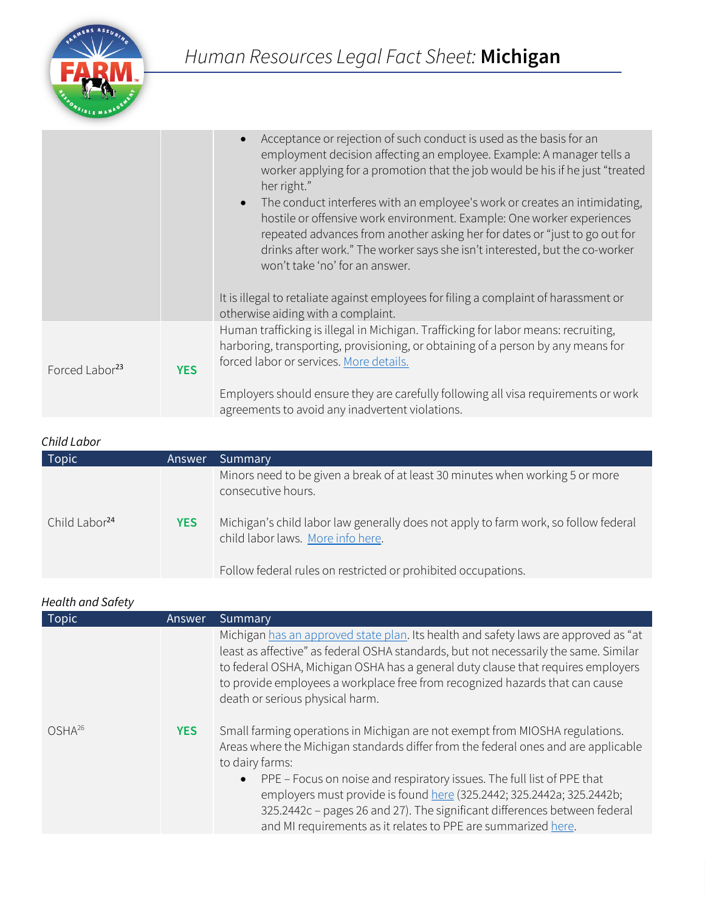# Human Resources Legal Fact Sheet: Michigan

| | | |
|---|---|---|
| | | • Acceptance or rejection of such conduct is used as the basis for an employment decision affecting an employee. Example: A manager tells a worker applying for a promotion that the job would be his if he just "treated her right."<br>• The conduct interferes with an employee's work or creates an intimidating, hostile or offensive work environment. Example: One worker experiences repeated advances from another asking her for dates or "just to go out for drinks after work." The worker says she isn't interested, but the co-worker won't take 'no' for an answer.<br><br>It is illegal to retaliate against employees for filing a complaint of harassment or otherwise aiding with a complaint. |
| Forced Labor[23] | **YES** | Human trafficking is illegal in Michigan. Trafficking for labor means: recruiting, harboring, transporting, provisioning, or obtaining of a person by any means for forced labor or services. More details.<br><br>Employers should ensure they are carefully following all visa requirements or work agreements to avoid any inadvertent violations. |

*Child Labor*

| Topic | Answer | Summary |
|---|---|---|
| Child Labor[24] | **YES** | Minors need to be given a break of at least 30 minutes when working 5 or more consecutive hours.<br><br>Michigan's child labor law generally does not apply to farm work, so follow federal child labor laws. More info here.<br><br>Follow federal rules on restricted or prohibited occupations. |

*Health and Safety*

| Topic | Answer | Summary |
|---|---|---|
| OSHA[26] | **YES** | Michigan has an approved state plan. Its health and safety laws are approved as "at least as affective" as federal OSHA standards, but not necessarily the same. Similar to federal OSHA, Michigan OSHA has a general duty clause that requires employers to provide employees a workplace free from recognized hazards that can cause death or serious physical harm.<br><br>Small farming operations in Michigan are not exempt from MIOSHA regulations. Areas where the Michigan standards differ from the federal ones and are applicable to dairy farms:<br>• PPE – Focus on noise and respiratory issues. The full list of PPE that employers must provide is found here (325.2442; 325.2442a; 325.2442b; 325.2442c – pages 26 and 27). The significant differences between federal and MI requirements as it relates to PPE are summarized here. |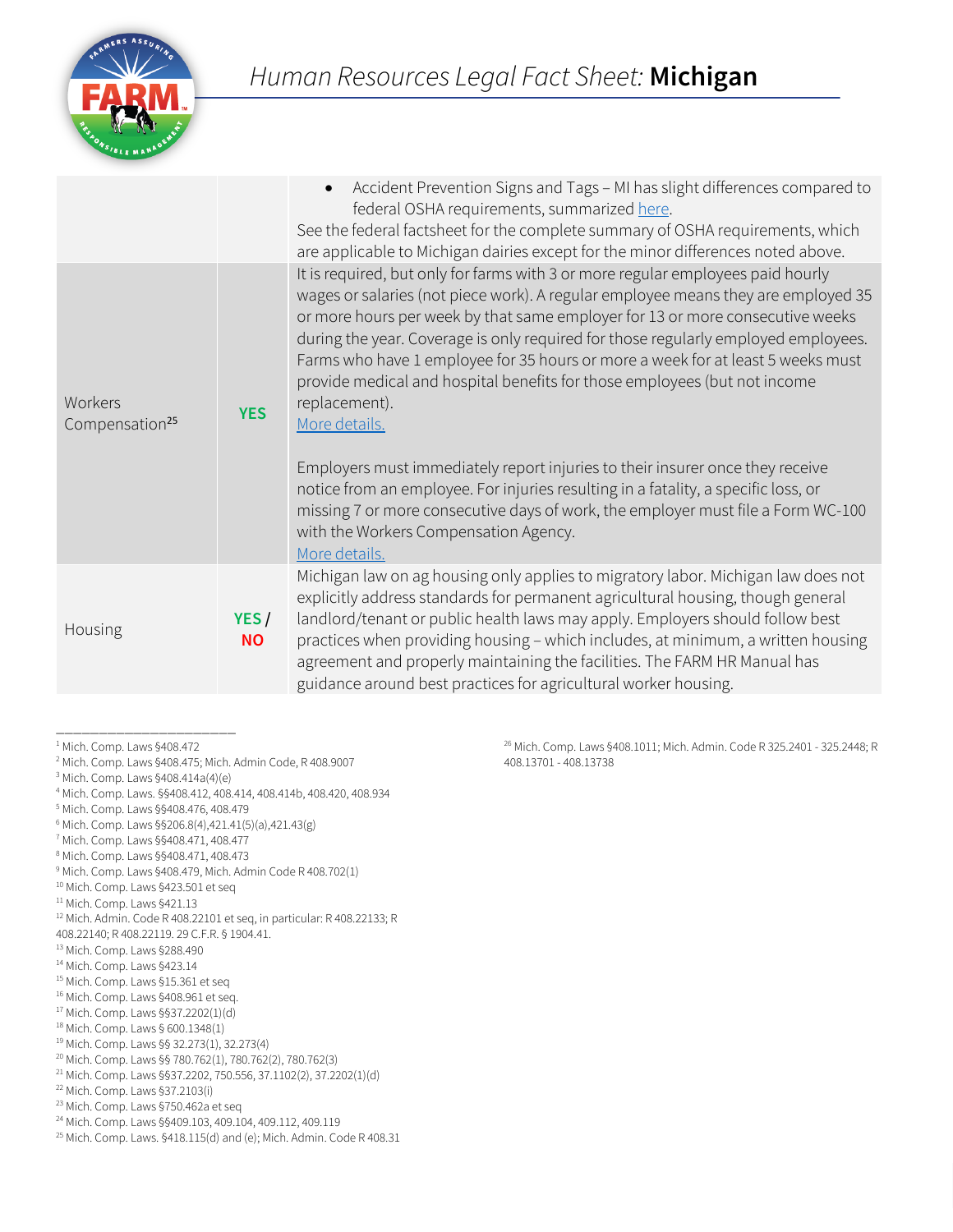# *Human Resources Legal Fact Sheet:* **Michigan**

| | | |
|---|---|---|
| | | • Accident Prevention Signs and Tags – MI has slight differences compared to federal OSHA requirements, summarized here.<br>See the federal factsheet for the complete summary of OSHA requirements, which are applicable to Michigan dairies except for the minor differences noted above. |
| Workers Compensation[25] | **YES** | It is required, but only for farms with 3 or more regular employees paid hourly wages or salaries (not piece work). A regular employee means they are employed 35 or more hours per week by that same employer for 13 or more consecutive weeks during the year. Coverage is only required for those regularly employed employees. Farms who have 1 employee for 35 hours or more a week for at least 5 weeks must provide medical and hospital benefits for those employees (but not income replacement).<br>More details.<br><br>Employers must immediately report injuries to their insurer once they receive notice from an employee. For injuries resulting in a fatality, a specific loss, or missing 7 or more consecutive days of work, the employer must file a Form WC-100 with the Workers Compensation Agency.<br>More details. |
| Housing | **YES / NO** | Michigan law on ag housing only applies to migratory labor. Michigan law does not explicitly address standards for permanent agricultural housing, though general landlord/tenant or public health laws may apply. Employers should follow best practices when providing housing – which includes, at minimum, a written housing agreement and properly maintaining the facilities. The FARM HR Manual has guidance around best practices for agricultural worker housing. |

---

[1] Mich. Comp. Laws §408.472
[2] Mich. Comp. Laws §408.475; Mich. Admin Code, R 408.9007
[3] Mich. Comp. Laws §408.414a(4)(e)
[4] Mich. Comp. Laws. §§408.412, 408.414, 408.414b, 408.420, 408.934
[5] Mich. Comp. Laws §§408.476, 408.479
[6] Mich. Comp. Laws §§206.8(4),421.41(5)(a),421.43(g)
[7] Mich. Comp. Laws §§408.471, 408.477
[8] Mich. Comp. Laws §§408.471, 408.473
[9] Mich. Comp. Laws §408.479, Mich. Admin Code R 408.702(1)
[10] Mich. Comp. Laws §423.501 et seq
[11] Mich. Comp. Laws §421.13
[12] Mich. Admin. Code R 408.22101 et seq, in particular: R 408.22133; R 408.22140; R 408.22119. 29 C.F.R. § 1904.41.
[13] Mich. Comp. Laws §288.490
[14] Mich. Comp. Laws §423.14
[15] Mich. Comp. Laws §15.361 et seq
[16] Mich. Comp. Laws §408.961 et seq.
[17] Mich. Comp. Laws §§37.2202(1)(d)
[18] Mich. Comp. Laws § 600.1348(1)
[19] Mich. Comp. Laws §§ 32.273(1), 32.273(4)
[20] Mich. Comp. Laws §§ 780.762(1), 780.762(2), 780.762(3)
[21] Mich. Comp. Laws §§37.2202, 750.556, 37.1102(2), 37.2202(1)(d)
[22] Mich. Comp. Laws §37.2103(i)
[23] Mich. Comp. Laws §750.462a et seq
[24] Mich. Comp. Laws §§409.103, 409.104, 409.112, 409.119
[25] Mich. Comp. Laws. §418.115(d) and (e); Mich. Admin. Code R 408.31
[26] Mich. Comp. Laws §408.1011; Mich. Admin. Code R 325.2401 - 325.2448; R 408.13701 - 408.13738